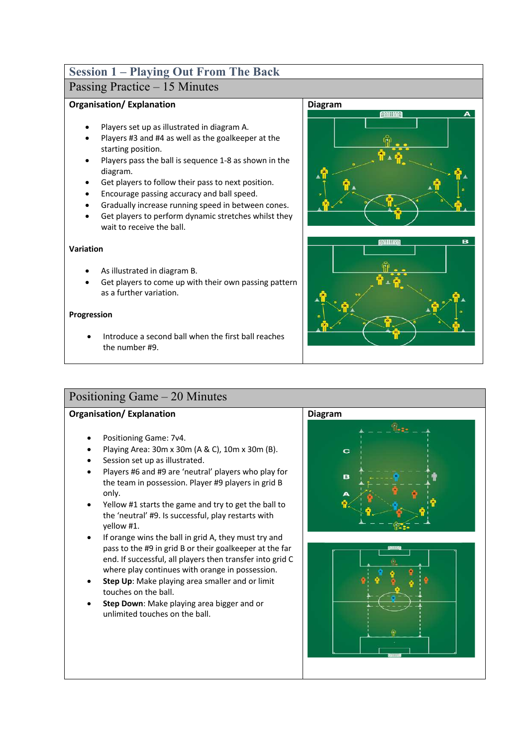# Session 1 – Playing Out From The Back

## Passing Practice – 15 Minutes

**Organisation/ Explanation**

- Players set up as illustrated in diagram A.
- Players #3 and #4 as well as the goalkeeper at the starting position.
- Players pass the ball is sequence 1-8 as shown in the diagram.
- Get players to follow their pass to next position.
- Encourage passing accuracy and ball speed.
- Gradually increase running speed in between cones.
- Get players to perform dynamic stretches whilst they wait to receive the ball.

**Variation**

- As illustrated in diagram B.
- Get players to come up with their own passing pattern as a further variation.

**Progression**

- Introduce a second ball when the first ball reaches the number #9.

**Diagram**

## Positioning Game – 20 Minutes

**Organisation/ Explanation**

- Positioning Game: 7v4.
- Playing Area: 30m x 30m (A & C), 10m x 30m (B).
- Session set up as illustrated.
- Players #6 and #9 are 'neutral' players who play for the team in possession. Player #9 players in grid B only.
- Yellow #1 starts the game and try to get the ball to the 'neutral' #9. Is successful, play restarts with yellow #1.
- If orange wins the ball in grid A, they must try and pass to the #9 in grid B or their goalkeeper at the far end. If successful, all players then transfer into grid C where play continues with orange in possession.
- **Step Up**: Make playing area smaller and or limit touches on the ball.
- **Step Down**: Make playing area bigger and or unlimited touches on the ball.

**Diagram**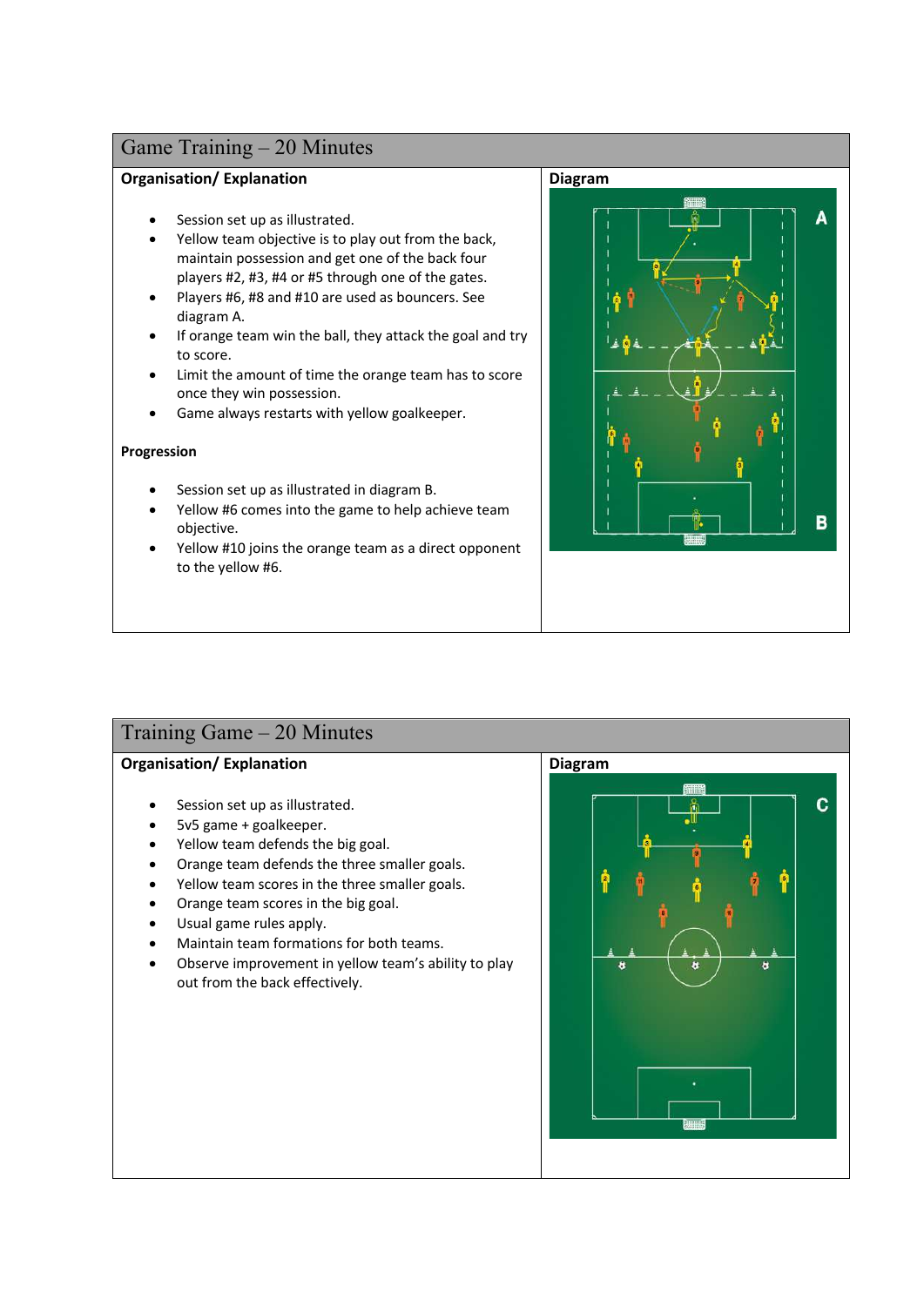## Game Training – 20 Minutes

**Organisation/ Explanation**

- Session set up as illustrated.
- Yellow team objective is to play out from the back, maintain possession and get one of the back four players #2, #3, #4 or #5 through one of the gates.
- Players #6, #8 and #10 are used as bouncers. See diagram A.
- If orange team win the ball, they attack the goal and try to score.
- Limit the amount of time the orange team has to score once they win possession.
- Game always restarts with yellow goalkeeper.

**Progression**

- Session set up as illustrated in diagram B.
- Yellow #6 comes into the game to help achieve team objective.
- Yellow #10 joins the orange team as a direct opponent to the yellow #6.

**Diagram**

## Training Game – 20 Minutes

**Organisation/ Explanation**

- Session set up as illustrated.
- 5v5 game + goalkeeper.
- Yellow team defends the big goal.
- Orange team defends the three smaller goals.
- Yellow team scores in the three smaller goals.
- Orange team scores in the big goal.
- Usual game rules apply.
- Maintain team formations for both teams.
- Observe improvement in yellow team's ability to play out from the back effectively.

**Diagram**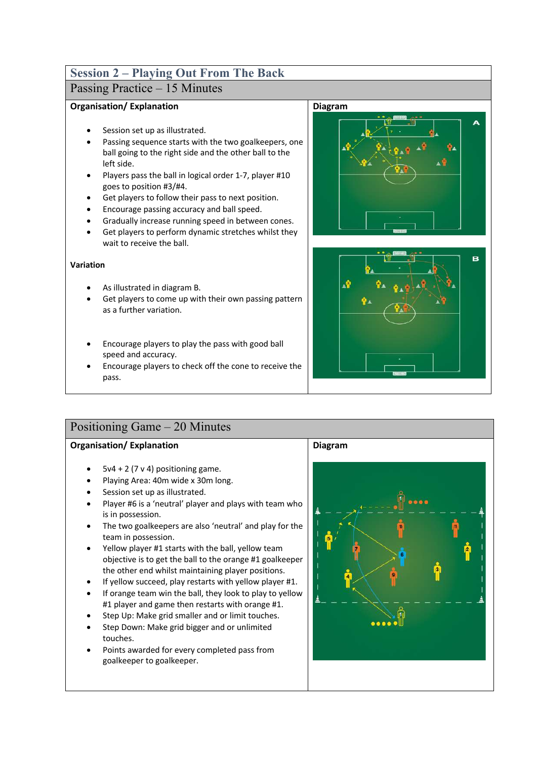## Session 2 – Playing Out From The Back

### Passing Practice – 15 Minutes

**Organisation/ Explanation**

- Session set up as illustrated.
- Passing sequence starts with the two goalkeepers, one ball going to the right side and the other ball to the left side.
- Players pass the ball in logical order 1-7, player #10 goes to position #3/#4.
- Get players to follow their pass to next position.
- Encourage passing accuracy and ball speed.
- Gradually increase running speed in between cones.
- Get players to perform dynamic stretches whilst they wait to receive the ball.

**Variation**

- As illustrated in diagram B.
- Get players to come up with their own passing pattern as a further variation.

- Encourage players to play the pass with good ball speed and accuracy.
- Encourage players to check off the cone to receive the pass.

**Diagram**

### Positioning Game – 20 Minutes

**Organisation/ Explanation**

- 5v4 + 2 (7 v 4) positioning game.
- Playing Area: 40m wide x 30m long.
- Session set up as illustrated.
- Player #6 is a 'neutral' player and plays with team who is in possession.
- The two goalkeepers are also 'neutral' and play for the team in possession.
- Yellow player #1 starts with the ball, yellow team objective is to get the ball to the orange #1 goalkeeper the other end whilst maintaining player positions.
- If yellow succeed, play restarts with yellow player #1.
- If orange team win the ball, they look to play to yellow #1 player and game then restarts with orange #1.
- Step Up: Make grid smaller and or limit touches.
- Step Down: Make grid bigger and or unlimited touches.
- Points awarded for every completed pass from goalkeeper to goalkeeper.

**Diagram**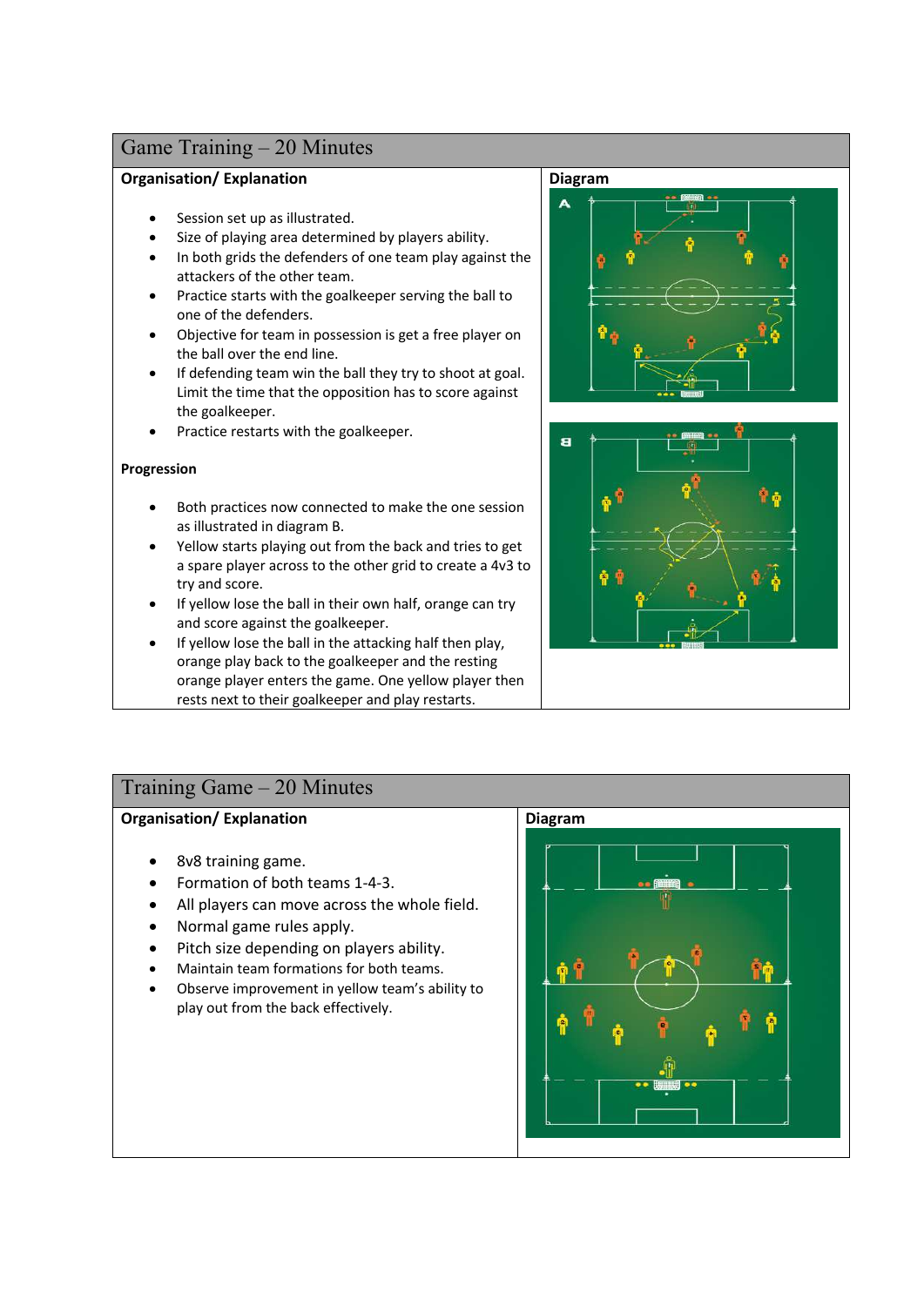## Game Training – 20 Minutes

| Organisation/ Explanation | Diagram |
| --- | --- |
| <ul><li>Session set up as illustrated.</li><li>Size of playing area determined by players ability.</li><li>In both grids the defenders of one team play against the attackers of the other team.</li><li>Practice starts with the goalkeeper serving the ball to one of the defenders.</li><li>Objective for team in possession is get a free player on the ball over the end line.</li><li>If defending team win the ball they try to shoot at goal. Limit the time that the opposition has to score against the goalkeeper.</li><li>Practice restarts with the goalkeeper.</li></ul> **Progression** <ul><li>Both practices now connected to make the one session as illustrated in diagram B.</li><li>Yellow starts playing out from the back and tries to get a spare player across to the other grid to create a 4v3 to try and score.</li><li>If yellow lose the ball in their own half, orange can try and score against the goalkeeper.</li><li>If yellow lose the ball in the attacking half then play, orange play back to the goalkeeper and the resting orange player enters the game. One yellow player then rests next to their goalkeeper and play restarts.</li></ul> | |

## Training Game – 20 Minutes

| Organisation/ Explanation | Diagram |
| --- | --- |
| <ul><li>8v8 training game.</li><li>Formation of both teams 1-4-3.</li><li>All players can move across the whole field.</li><li>Normal game rules apply.</li><li>Pitch size depending on players ability.</li><li>Maintain team formations for both teams.</li><li>Observe improvement in yellow team's ability to play out from the back effectively.</li></ul> | |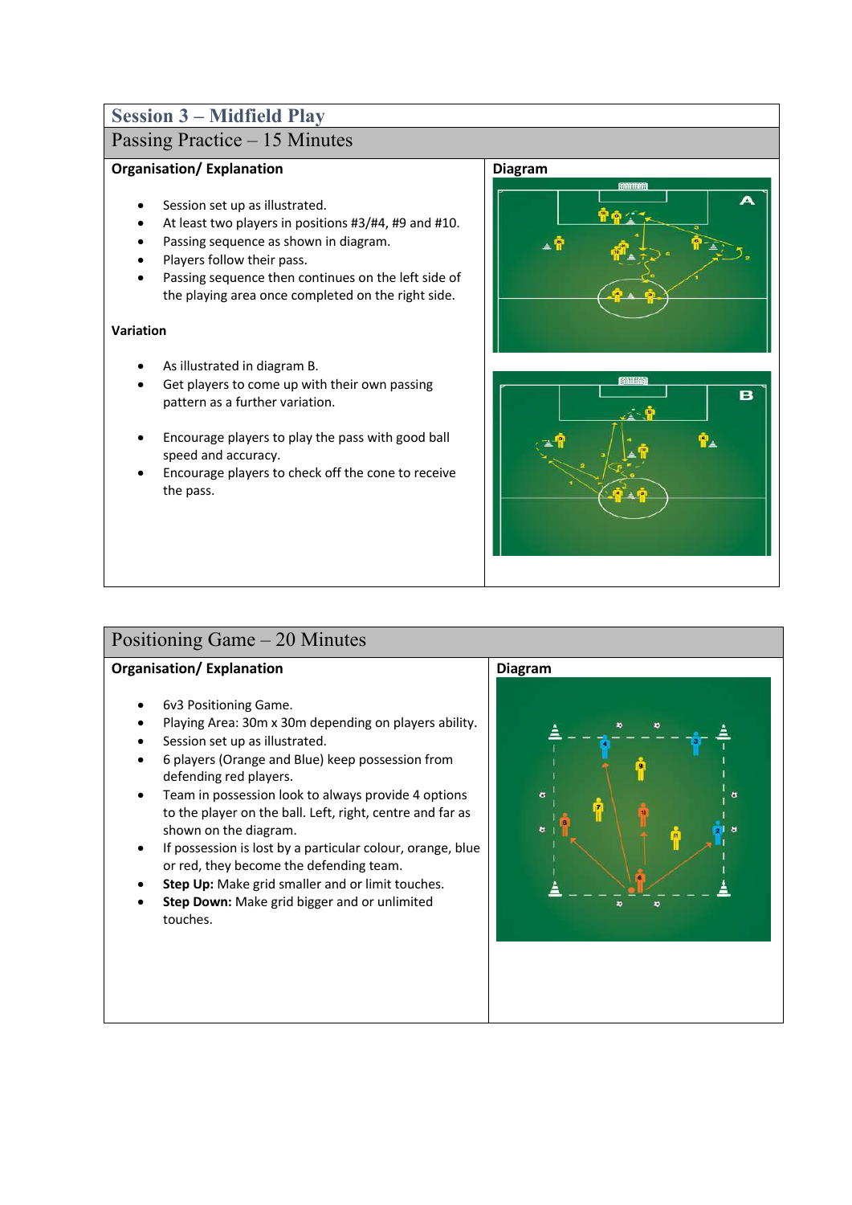## Session 3 – Midfield Play

### Passing Practice – 15 Minutes

**Organisation/ Explanation**

- Session set up as illustrated.
- At least two players in positions #3/#4, #9 and #10.
- Passing sequence as shown in diagram.
- Players follow their pass.
- Passing sequence then continues on the left side of the playing area once completed on the right side.

**Variation**

- As illustrated in diagram B.
- Get players to come up with their own passing pattern as a further variation.

- Encourage players to play the pass with good ball speed and accuracy.
- Encourage players to check off the cone to receive the pass.

**Diagram**

### Positioning Game – 20 Minutes

**Organisation/ Explanation**

- 6v3 Positioning Game.
- Playing Area: 30m x 30m depending on players ability.
- Session set up as illustrated.
- 6 players (Orange and Blue) keep possession from defending red players.
- Team in possession look to always provide 4 options to the player on the ball. Left, right, centre and far as shown on the diagram.
- If possession is lost by a particular colour, orange, blue or red, they become the defending team.
- **Step Up:** Make grid smaller and or limit touches.
- **Step Down:** Make grid bigger and or unlimited touches.

**Diagram**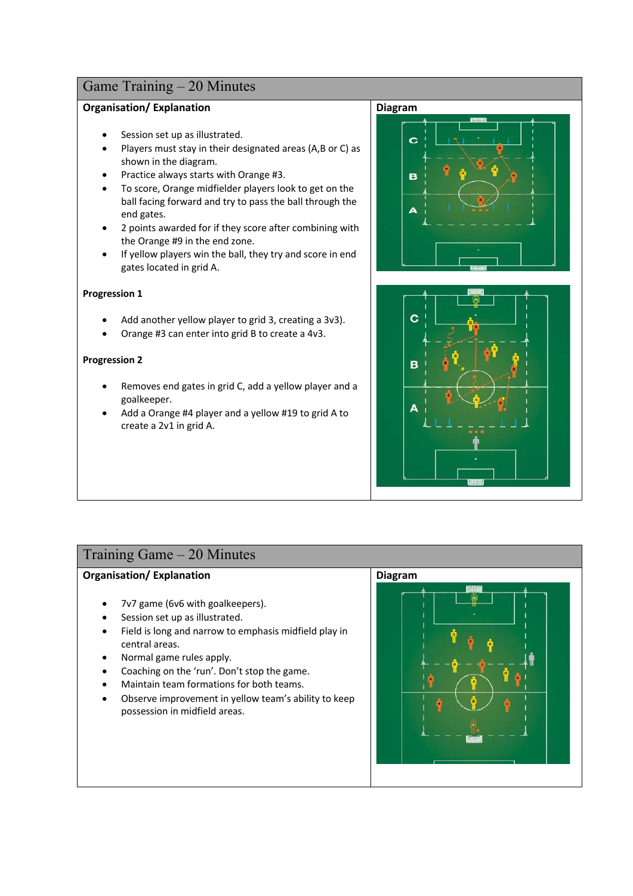## Game Training – 20 Minutes

**Organisation/ Explanation**

- Session set up as illustrated.
- Players must stay in their designated areas (A,B or C) as shown in the diagram.
- Practice always starts with Orange #3.
- To score, Orange midfielder players look to get on the ball facing forward and try to pass the ball through the end gates.
- 2 points awarded for if they score after combining with the Orange #9 in the end zone.
- If yellow players win the ball, they try and score in end gates located in grid A.

**Progression 1**

- Add another yellow player to grid 3, creating a 3v3).
- Orange #3 can enter into grid B to create a 4v3.

**Progression 2**

- Removes end gates in grid C, add a yellow player and a goalkeeper.
- Add a Orange #4 player and a yellow #19 to grid A to create a 2v1 in grid A.

**Diagram**

## Training Game – 20 Minutes

**Organisation/ Explanation**

- 7v7 game (6v6 with goalkeepers).
- Session set up as illustrated.
- Field is long and narrow to emphasis midfield play in central areas.
- Normal game rules apply.
- Coaching on the 'run'. Don't stop the game.
- Maintain team formations for both teams.
- Observe improvement in yellow team's ability to keep possession in midfield areas.

**Diagram**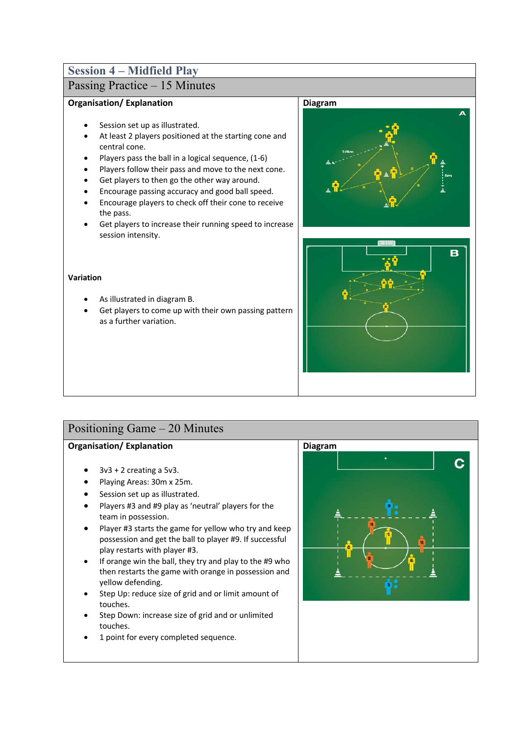## Session 4 – Midfield Play

### Passing Practice – 15 Minutes

**Organisation/ Explanation**

- Session set up as illustrated.
- At least 2 players positioned at the starting cone and central cone.
- Players pass the ball in a logical sequence, (1-6)
- Players follow their pass and move to the next cone.
- Get players to then go the other way around.
- Encourage passing accuracy and good ball speed.
- Encourage players to check off their cone to receive the pass.
- Get players to increase their running speed to increase session intensity.

**Variation**

- As illustrated in diagram B.
- Get players to come up with their own passing pattern as a further variation.

**Diagram**

### Positioning Game – 20 Minutes

**Organisation/ Explanation**

- 3v3 + 2 creating a 5v3.
- Playing Areas: 30m x 25m.
- Session set up as illustrated.
- Players #3 and #9 play as 'neutral' players for the team in possession.
- Player #3 starts the game for yellow who try and keep possession and get the ball to player #9. If successful play restarts with player #3.
- If orange win the ball, they try and play to the #9 who then restarts the game with orange in possession and yellow defending.
- Step Up: reduce size of grid and or limit amount of touches.
- Step Down: increase size of grid and or unlimited touches.
- 1 point for every completed sequence.

**Diagram**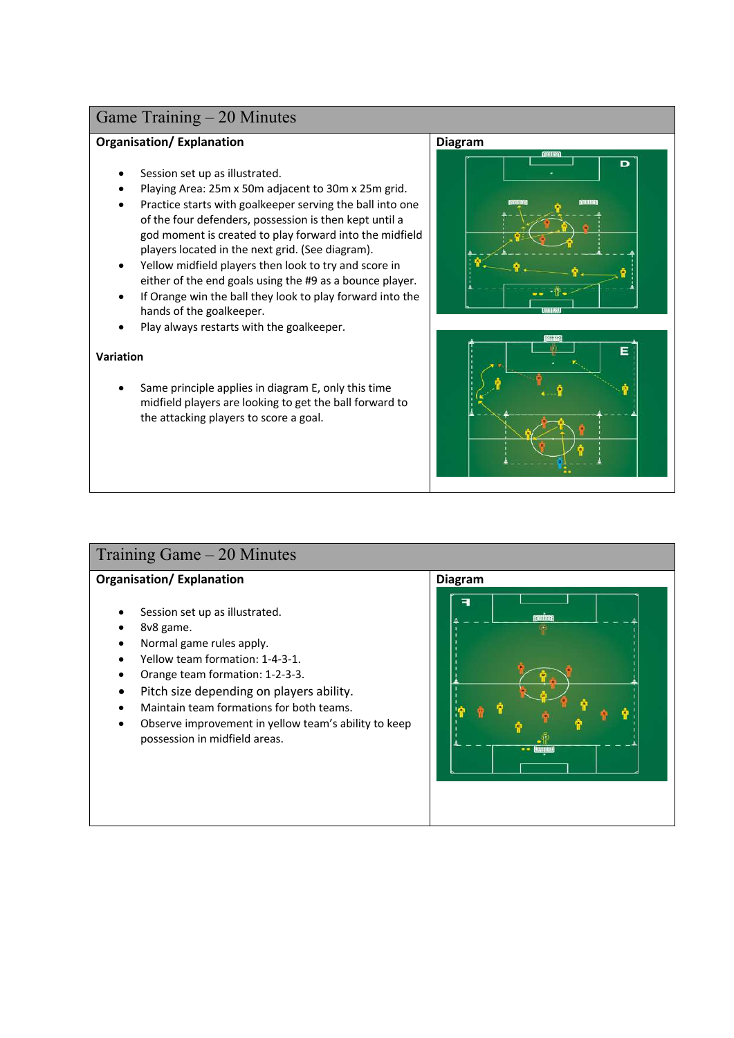## Game Training – 20 Minutes

**Organisation/ Explanation**

- Session set up as illustrated.
- Playing Area: 25m x 50m adjacent to 30m x 25m grid.
- Practice starts with goalkeeper serving the ball into one of the four defenders, possession is then kept until a god moment is created to play forward into the midfield players located in the next grid. (See diagram).
- Yellow midfield players then look to try and score in either of the end goals using the #9 as a bounce player.
- If Orange win the ball they look to play forward into the hands of the goalkeeper.
- Play always restarts with the goalkeeper.

**Variation**

- Same principle applies in diagram E, only this time midfield players are looking to get the ball forward to the attacking players to score a goal.

**Diagram**

## Training Game – 20 Minutes

**Organisation/ Explanation**

- Session set up as illustrated.
- 8v8 game.
- Normal game rules apply.
- Yellow team formation: 1-4-3-1.
- Orange team formation: 1-2-3-3.
- Pitch size depending on players ability.
- Maintain team formations for both teams.
- Observe improvement in yellow team's ability to keep possession in midfield areas.

**Diagram**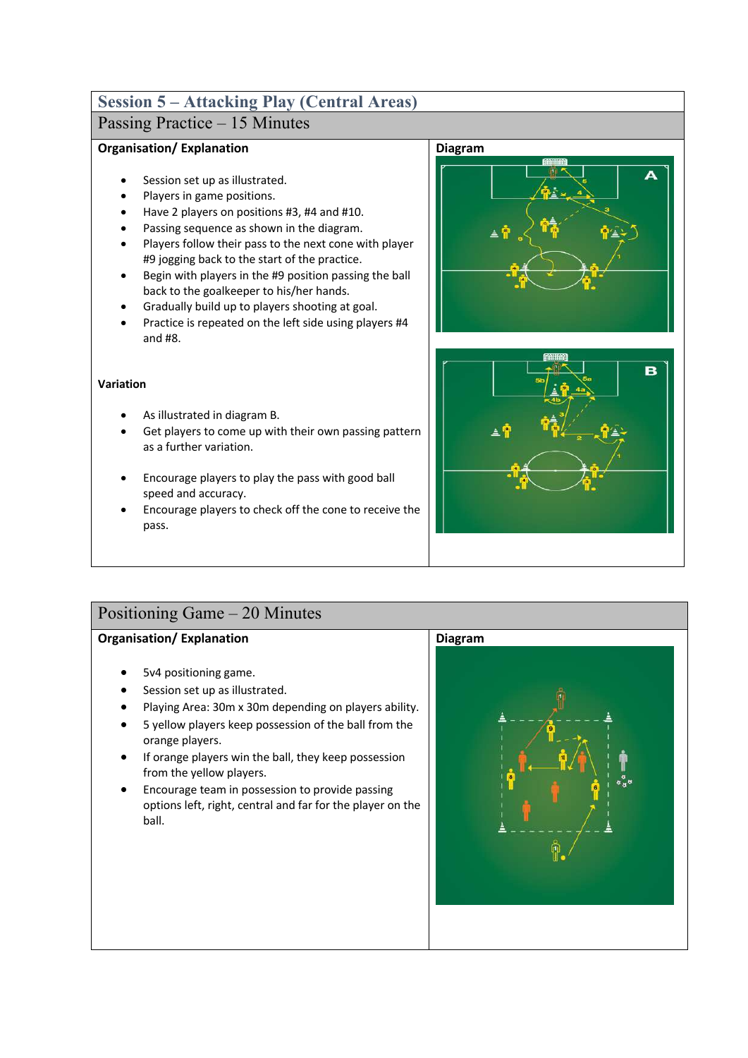# Session 5 – Attacking Play (Central Areas)

## Passing Practice – 15 Minutes

**Organisation/ Explanation**

- Session set up as illustrated.
- Players in game positions.
- Have 2 players on positions #3, #4 and #10.
- Passing sequence as shown in the diagram.
- Players follow their pass to the next cone with player #9 jogging back to the start of the practice.
- Begin with players in the #9 position passing the ball back to the goalkeeper to his/her hands.
- Gradually build up to players shooting at goal.
- Practice is repeated on the left side using players #4 and #8.

**Variation**

- As illustrated in diagram B.
- Get players to come up with their own passing pattern as a further variation.
- Encourage players to play the pass with good ball speed and accuracy.
- Encourage players to check off the cone to receive the pass.

**Diagram**

## Positioning Game – 20 Minutes

**Organisation/ Explanation**

- 5v4 positioning game.
- Session set up as illustrated.
- Playing Area: 30m x 30m depending on players ability.
- 5 yellow players keep possession of the ball from the orange players.
- If orange players win the ball, they keep possession from the yellow players.
- Encourage team in possession to provide passing options left, right, central and far for the player on the ball.

**Diagram**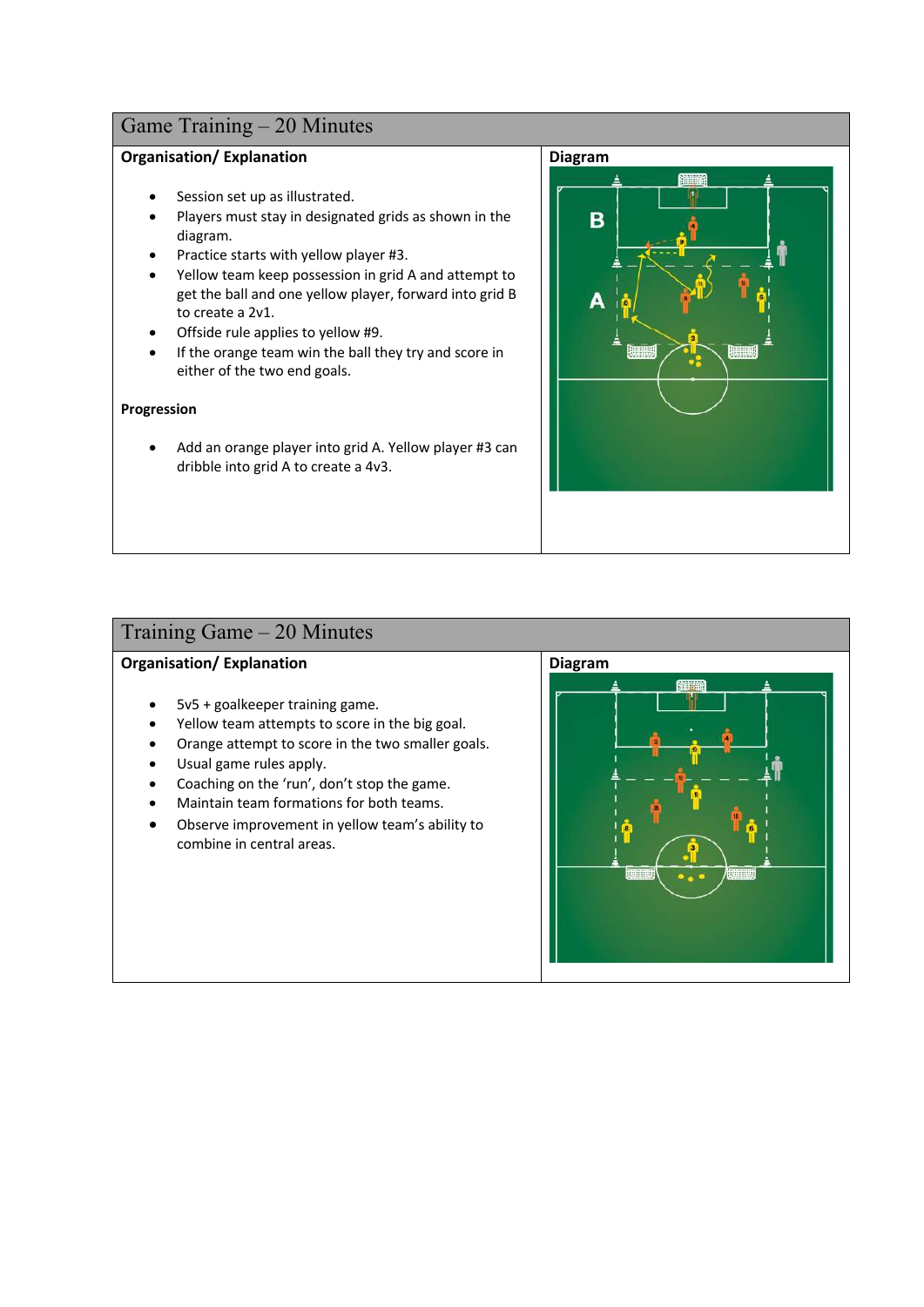## Game Training – 20 Minutes

**Organisation/ Explanation**

- Session set up as illustrated.
- Players must stay in designated grids as shown in the diagram.
- Practice starts with yellow player #3.
- Yellow team keep possession in grid A and attempt to get the ball and one yellow player, forward into grid B to create a 2v1.
- Offside rule applies to yellow #9.
- If the orange team win the ball they try and score in either of the two end goals.

**Progression**

- Add an orange player into grid A. Yellow player #3 can dribble into grid A to create a 4v3.

**Diagram**

## Training Game – 20 Minutes

**Organisation/ Explanation**

- 5v5 + goalkeeper training game.
- Yellow team attempts to score in the big goal.
- Orange attempt to score in the two smaller goals.
- Usual game rules apply.
- Coaching on the 'run', don't stop the game.
- Maintain team formations for both teams.
- Observe improvement in yellow team's ability to combine in central areas.

**Diagram**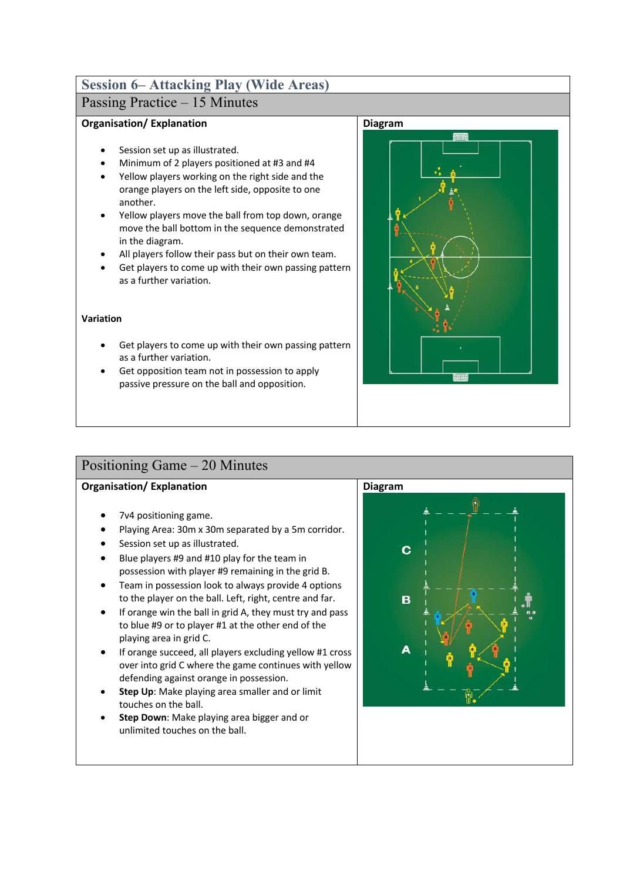# Session 6– Attacking Play (Wide Areas)

## Passing Practice – 15 Minutes

**Organisation/ Explanation**

- Session set up as illustrated.
- Minimum of 2 players positioned at #3 and #4
- Yellow players working on the right side and the orange players on the left side, opposite to one another.
- Yellow players move the ball from top down, orange move the ball bottom in the sequence demonstrated in the diagram.
- All players follow their pass but on their own team.
- Get players to come up with their own passing pattern as a further variation.

**Variation**

- Get players to come up with their own passing pattern as a further variation.
- Get opposition team not in possession to apply passive pressure on the ball and opposition.

**Diagram**

## Positioning Game – 20 Minutes

**Organisation/ Explanation**

- 7v4 positioning game.
- Playing Area: 30m x 30m separated by a 5m corridor.
- Session set up as illustrated.
- Blue players #9 and #10 play for the team in possession with player #9 remaining in the grid B.
- Team in possession look to always provide 4 options to the player on the ball. Left, right, centre and far.
- If orange win the ball in grid A, they must try and pass to blue #9 or to player #1 at the other end of the playing area in grid C.
- If orange succeed, all players excluding yellow #1 cross over into grid C where the game continues with yellow defending against orange in possession.
- **Step Up**: Make playing area smaller and or limit touches on the ball.
- **Step Down**: Make playing area bigger and or unlimited touches on the ball.

**Diagram**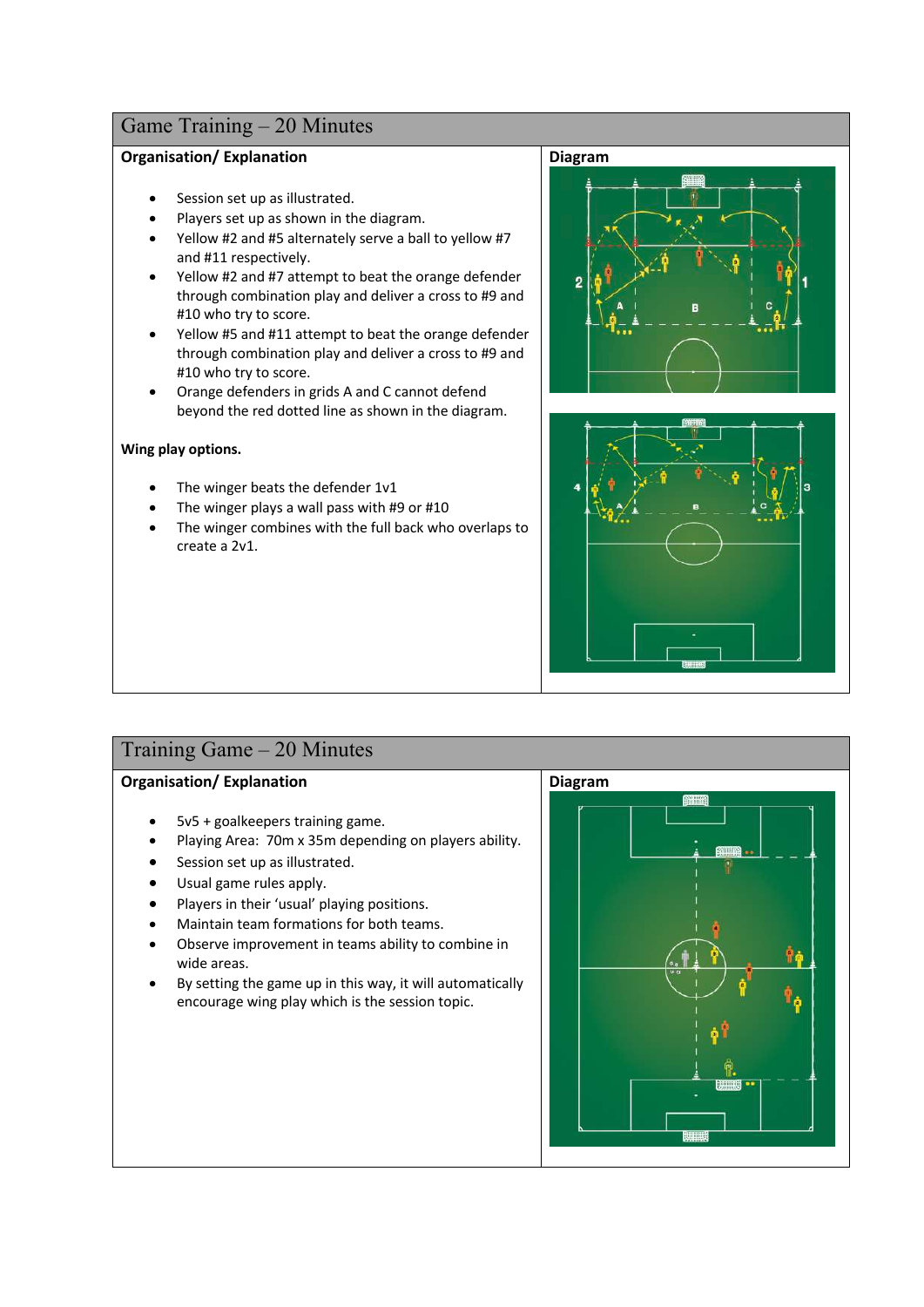## Game Training – 20 Minutes

**Organisation/ Explanation**

- Session set up as illustrated.
- Players set up as shown in the diagram.
- Yellow #2 and #5 alternately serve a ball to yellow #7 and #11 respectively.
- Yellow #2 and #7 attempt to beat the orange defender through combination play and deliver a cross to #9 and #10 who try to score.
- Yellow #5 and #11 attempt to beat the orange defender through combination play and deliver a cross to #9 and #10 who try to score.
- Orange defenders in grids A and C cannot defend beyond the red dotted line as shown in the diagram.

**Wing play options.**

- The winger beats the defender 1v1
- The winger plays a wall pass with #9 or #10
- The winger combines with the full back who overlaps to create a 2v1.

**Diagram**

## Training Game – 20 Minutes

**Organisation/ Explanation**

- 5v5 + goalkeepers training game.
- Playing Area: 70m x 35m depending on players ability.
- Session set up as illustrated.
- Usual game rules apply.
- Players in their 'usual' playing positions.
- Maintain team formations for both teams.
- Observe improvement in teams ability to combine in wide areas.
- By setting the game up in this way, it will automatically encourage wing play which is the session topic.

**Diagram**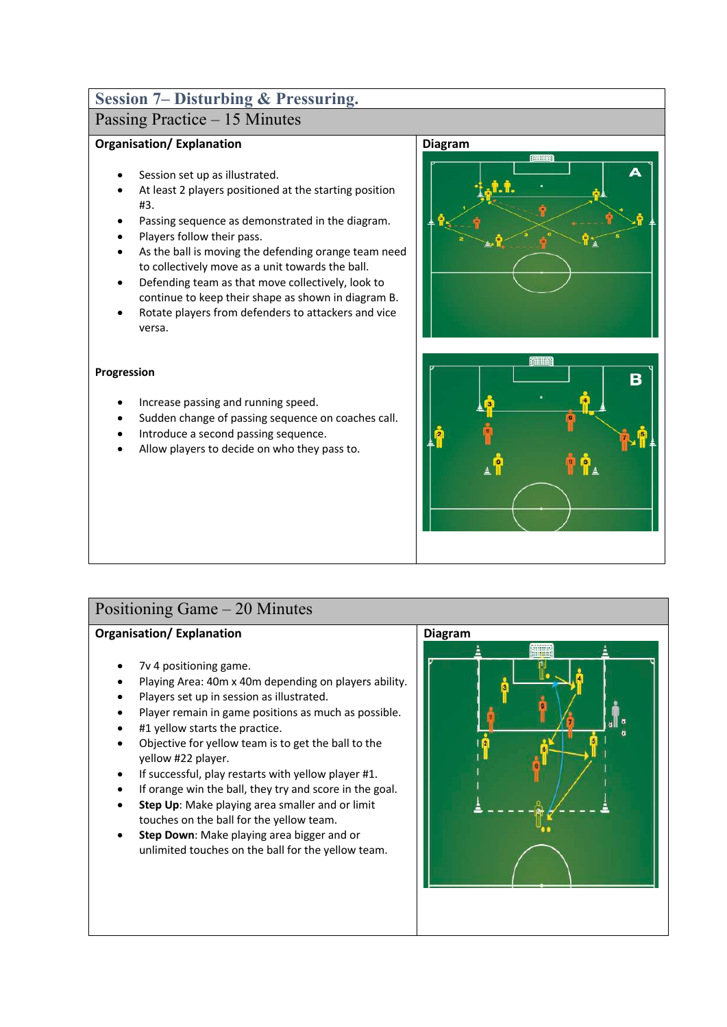# Session 7– Disturbing & Pressuring.

## Passing Practice – 15 Minutes

**Organisation/ Explanation**

- Session set up as illustrated.
- At least 2 players positioned at the starting position #3.
- Passing sequence as demonstrated in the diagram.
- Players follow their pass.
- As the ball is moving the defending orange team need to collectively move as a unit towards the ball.
- Defending team as that move collectively, look to continue to keep their shape as shown in diagram B.
- Rotate players from defenders to attackers and vice versa.

**Progression**

- Increase passing and running speed.
- Sudden change of passing sequence on coaches call.
- Introduce a second passing sequence.
- Allow players to decide on who they pass to.

**Diagram**

## Positioning Game – 20 Minutes

**Organisation/ Explanation**

- 7v 4 positioning game.
- Playing Area: 40m x 40m depending on players ability.
- Players set up in session as illustrated.
- Player remain in game positions as much as possible.
- #1 yellow starts the practice.
- Objective for yellow team is to get the ball to the yellow #22 player.
- If successful, play restarts with yellow player #1.
- If orange win the ball, they try and score in the goal.
- **Step Up**: Make playing area smaller and or limit touches on the ball for the yellow team.
- **Step Down**: Make playing area bigger and or unlimited touches on the ball for the yellow team.

**Diagram**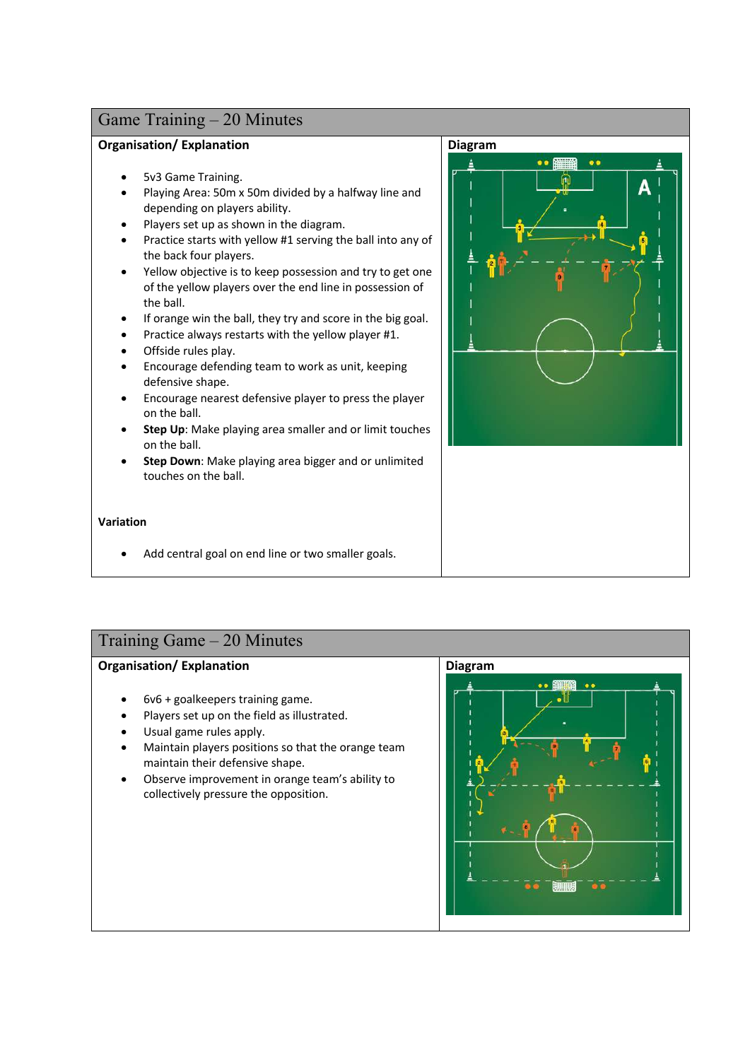## Game Training – 20 Minutes

**Organisation/ Explanation**

- 5v3 Game Training.
- Playing Area: 50m x 50m divided by a halfway line and depending on players ability.
- Players set up as shown in the diagram.
- Practice starts with yellow #1 serving the ball into any of the back four players.
- Yellow objective is to keep possession and try to get one of the yellow players over the end line in possession of the ball.
- If orange win the ball, they try and score in the big goal.
- Practice always restarts with the yellow player #1.
- Offside rules play.
- Encourage defending team to work as unit, keeping defensive shape.
- Encourage nearest defensive player to press the player on the ball.
- **Step Up**: Make playing area smaller and or limit touches on the ball.
- **Step Down**: Make playing area bigger and or unlimited touches on the ball.

**Variation**

- Add central goal on end line or two smaller goals.

**Diagram**

## Training Game – 20 Minutes

**Organisation/ Explanation**

- 6v6 + goalkeepers training game.
- Players set up on the field as illustrated.
- Usual game rules apply.
- Maintain players positions so that the orange team maintain their defensive shape.
- Observe improvement in orange team's ability to collectively pressure the opposition.

**Diagram**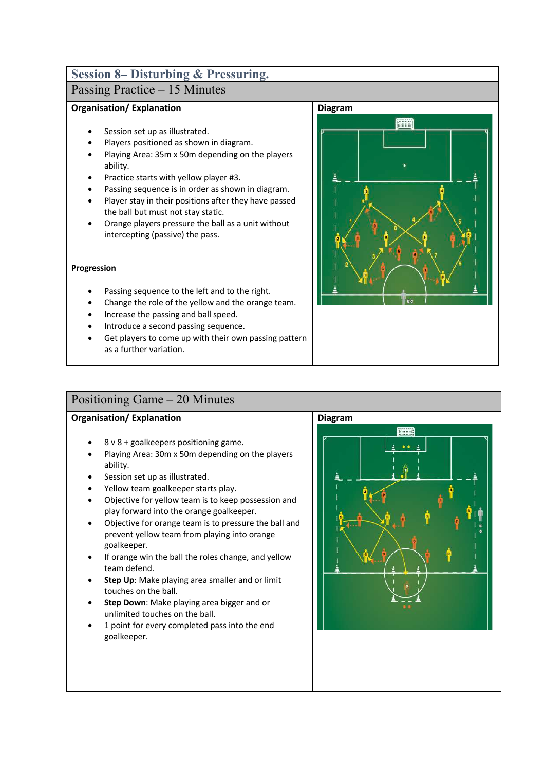## Session 8– Disturbing & Pressuring.

### Passing Practice – 15 Minutes

**Organisation/ Explanation**

- Session set up as illustrated.
- Players positioned as shown in diagram.
- Playing Area: 35m x 50m depending on the players ability.
- Practice starts with yellow player #3.
- Passing sequence is in order as shown in diagram.
- Player stay in their positions after they have passed the ball but must not stay static.
- Orange players pressure the ball as a unit without intercepting (passive) the pass.

**Progression**

- Passing sequence to the left and to the right.
- Change the role of the yellow and the orange team.
- Increase the passing and ball speed.
- Introduce a second passing sequence.
- Get players to come up with their own passing pattern as a further variation.

**Diagram**

### Positioning Game – 20 Minutes

**Organisation/ Explanation**

- 8 v 8 + goalkeepers positioning game.
- Playing Area: 30m x 50m depending on the players ability.
- Session set up as illustrated.
- Yellow team goalkeeper starts play.
- Objective for yellow team is to keep possession and play forward into the orange goalkeeper.
- Objective for orange team is to pressure the ball and prevent yellow team from playing into orange goalkeeper.
- If orange win the ball the roles change, and yellow team defend.
- **Step Up**: Make playing area smaller and or limit touches on the ball.
- **Step Down**: Make playing area bigger and or unlimited touches on the ball.
- 1 point for every completed pass into the end goalkeeper.

**Diagram**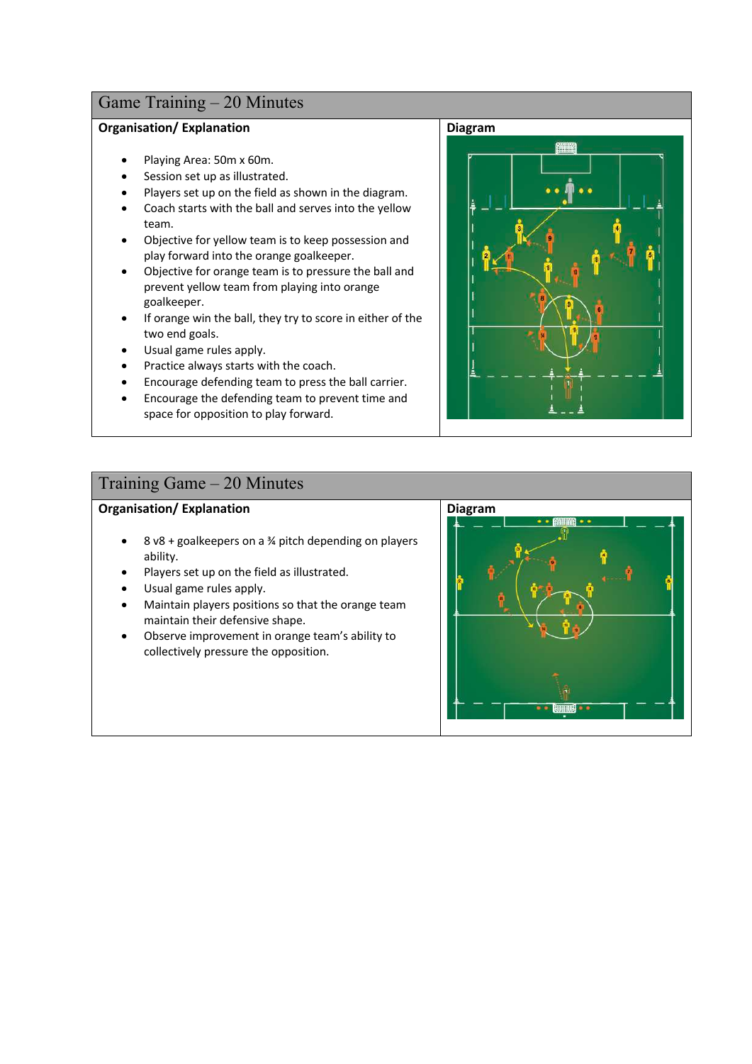## Game Training – 20 Minutes

**Organisation/ Explanation**

- Playing Area: 50m x 60m.
- Session set up as illustrated.
- Players set up on the field as shown in the diagram.
- Coach starts with the ball and serves into the yellow team.
- Objective for yellow team is to keep possession and play forward into the orange goalkeeper.
- Objective for orange team is to pressure the ball and prevent yellow team from playing into orange goalkeeper.
- If orange win the ball, they try to score in either of the two end goals.
- Usual game rules apply.
- Practice always starts with the coach.
- Encourage defending team to press the ball carrier.
- Encourage the defending team to prevent time and space for opposition to play forward.

**Diagram**

## Training Game – 20 Minutes

**Organisation/ Explanation**

- 8 v8 + goalkeepers on a ¾ pitch depending on players ability.
- Players set up on the field as illustrated.
- Usual game rules apply.
- Maintain players positions so that the orange team maintain their defensive shape.
- Observe improvement in orange team's ability to collectively pressure the opposition.

**Diagram**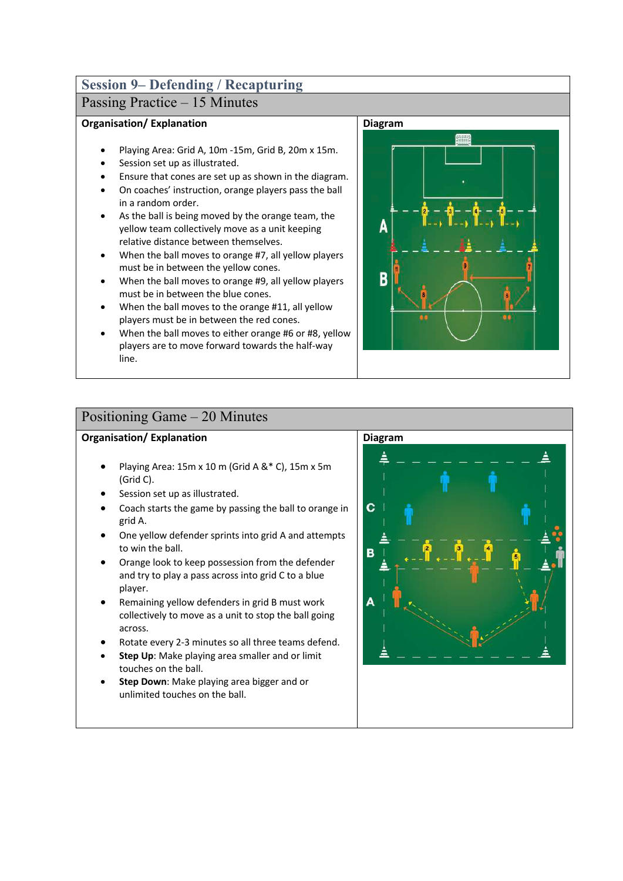## Session 9– Defending / Recapturing

### Passing Practice – 15 Minutes

**Organisation/ Explanation**

- Playing Area: Grid A, 10m -15m, Grid B, 20m x 15m.
- Session set up as illustrated.
- Ensure that cones are set up as shown in the diagram.
- On coaches' instruction, orange players pass the ball in a random order.
- As the ball is being moved by the orange team, the yellow team collectively move as a unit keeping relative distance between themselves.
- When the ball moves to orange #7, all yellow players must be in between the yellow cones.
- When the ball moves to orange #9, all yellow players must be in between the blue cones.
- When the ball moves to the orange #11, all yellow players must be in between the red cones.
- When the ball moves to either orange #6 or #8, yellow players are to move forward towards the half-way line.

**Diagram**

### Positioning Game – 20 Minutes

**Organisation/ Explanation**

- Playing Area: 15m x 10 m (Grid A &* C), 15m x 5m (Grid C).
- Session set up as illustrated.
- Coach starts the game by passing the ball to orange in grid A.
- One yellow defender sprints into grid A and attempts to win the ball.
- Orange look to keep possession from the defender and try to play a pass across into grid C to a blue player.
- Remaining yellow defenders in grid B must work collectively to move as a unit to stop the ball going across.
- Rotate every 2-3 minutes so all three teams defend.
- **Step Up**: Make playing area smaller and or limit touches on the ball.
- **Step Down**: Make playing area bigger and or unlimited touches on the ball.

**Diagram**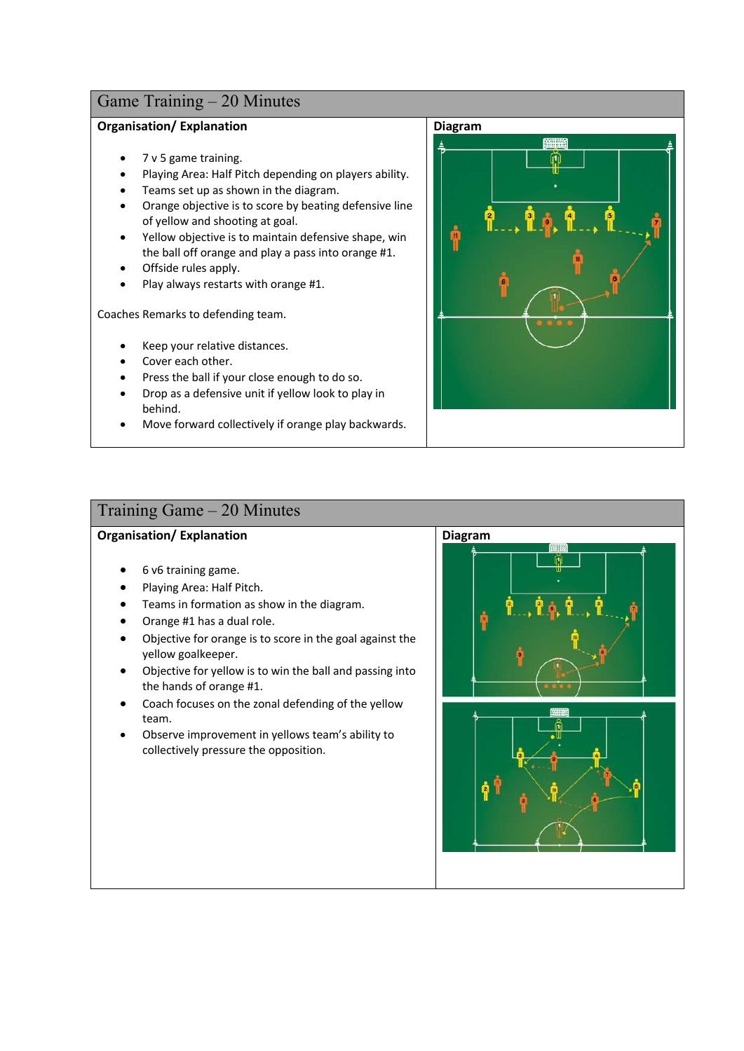## Game Training – 20 Minutes

**Organisation/ Explanation**

- 7 v 5 game training.
- Playing Area: Half Pitch depending on players ability.
- Teams set up as shown in the diagram.
- Orange objective is to score by beating defensive line of yellow and shooting at goal.
- Yellow objective is to maintain defensive shape, win the ball off orange and play a pass into orange #1.
- Offside rules apply.
- Play always restarts with orange #1.

Coaches Remarks to defending team.

- Keep your relative distances.
- Cover each other.
- Press the ball if your close enough to do so.
- Drop as a defensive unit if yellow look to play in behind.
- Move forward collectively if orange play backwards.

**Diagram**

## Training Game – 20 Minutes

**Organisation/ Explanation**

- 6 v6 training game.
- Playing Area: Half Pitch.
- Teams in formation as show in the diagram.
- Orange #1 has a dual role.
- Objective for orange is to score in the goal against the yellow goalkeeper.
- Objective for yellow is to win the ball and passing into the hands of orange #1.
- Coach focuses on the zonal defending of the yellow team.
- Observe improvement in yellows team's ability to collectively pressure the opposition.

**Diagram**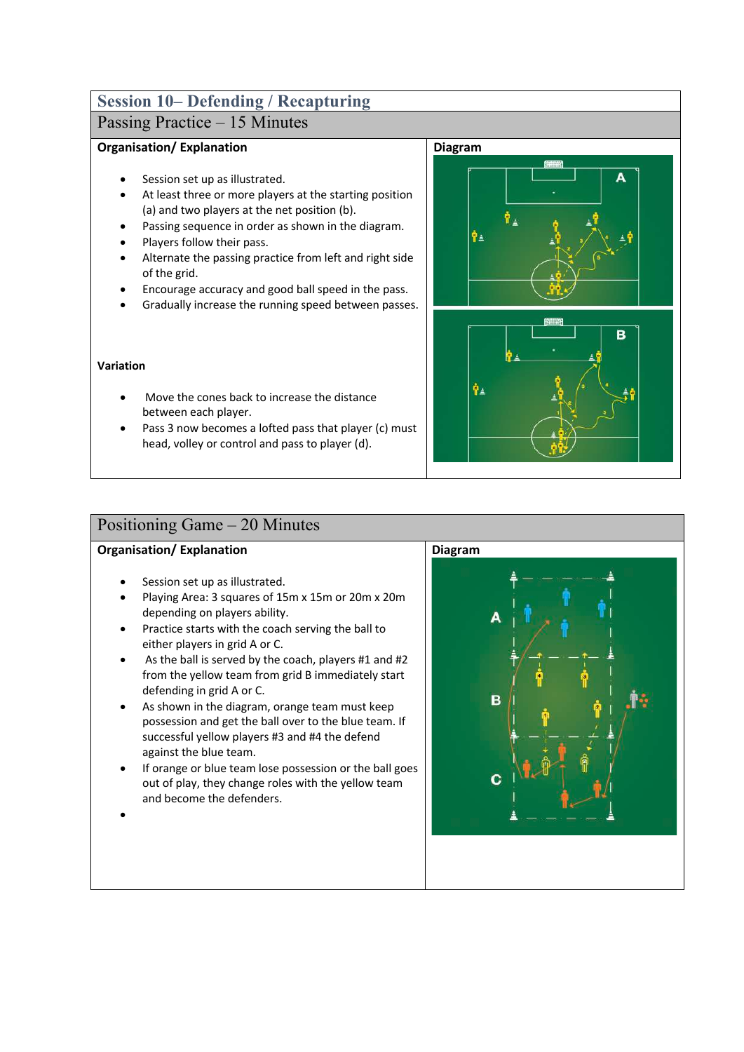## Session 10– Defending / Recapturing

### Passing Practice – 15 Minutes

**Organisation/ Explanation**

- Session set up as illustrated.
- At least three or more players at the starting position (a) and two players at the net position (b).
- Passing sequence in order as shown in the diagram.
- Players follow their pass.
- Alternate the passing practice from left and right side of the grid.
- Encourage accuracy and good ball speed in the pass.
- Gradually increase the running speed between passes.

**Variation**

- Move the cones back to increase the distance between each player.
- Pass 3 now becomes a lofted pass that player (c) must head, volley or control and pass to player (d).

**Diagram**

### Positioning Game – 20 Minutes

**Organisation/ Explanation**

- Session set up as illustrated.
- Playing Area: 3 squares of 15m x 15m or 20m x 20m depending on players ability.
- Practice starts with the coach serving the ball to either players in grid A or C.
- As the ball is served by the coach, players #1 and #2 from the yellow team from grid B immediately start defending in grid A or C.
- As shown in the diagram, orange team must keep possession and get the ball over to the blue team. If successful yellow players #3 and #4 the defend against the blue team.
- If orange or blue team lose possession or the ball goes out of play, they change roles with the yellow team and become the defenders.
- 

**Diagram**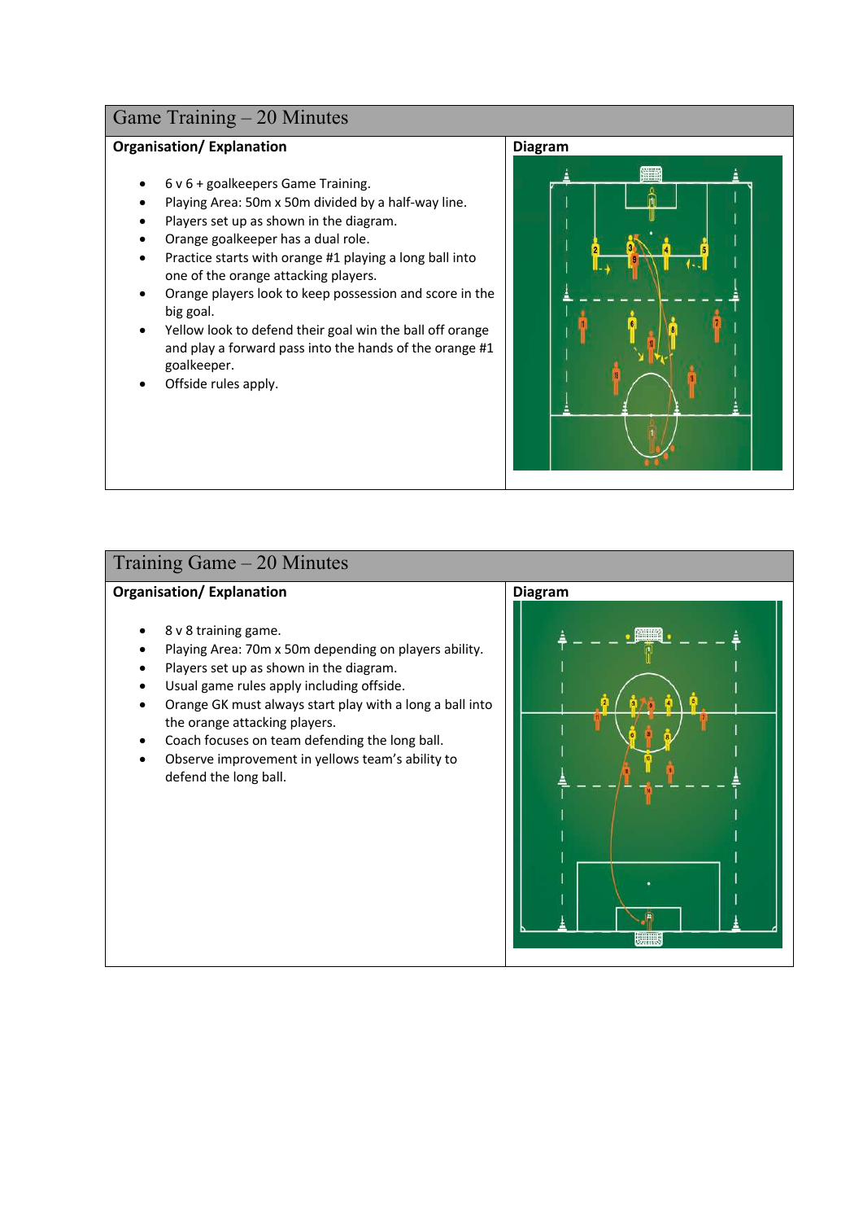## Game Training – 20 Minutes

| Organisation/ Explanation | Diagram |
| --- | --- |
| • 6 v 6 + goalkeepers Game Training.<br>• Playing Area: 50m x 50m divided by a half-way line.<br>• Players set up as shown in the diagram.<br>• Orange goalkeeper has a dual role.<br>• Practice starts with orange #1 playing a long ball into one of the orange attacking players.<br>• Orange players look to keep possession and score in the big goal.<br>• Yellow look to defend their goal win the ball off orange and play a forward pass into the hands of the orange #1 goalkeeper.<br>• Offside rules apply. | |

## Training Game – 20 Minutes

| Organisation/ Explanation | Diagram |
| --- | --- |
| • 8 v 8 training game.<br>• Playing Area: 70m x 50m depending on players ability.<br>• Players set up as shown in the diagram.<br>• Usual game rules apply including offside.<br>• Orange GK must always start play with a long a ball into the orange attacking players.<br>• Coach focuses on team defending the long ball.<br>• Observe improvement in yellows team's ability to defend the long ball. | |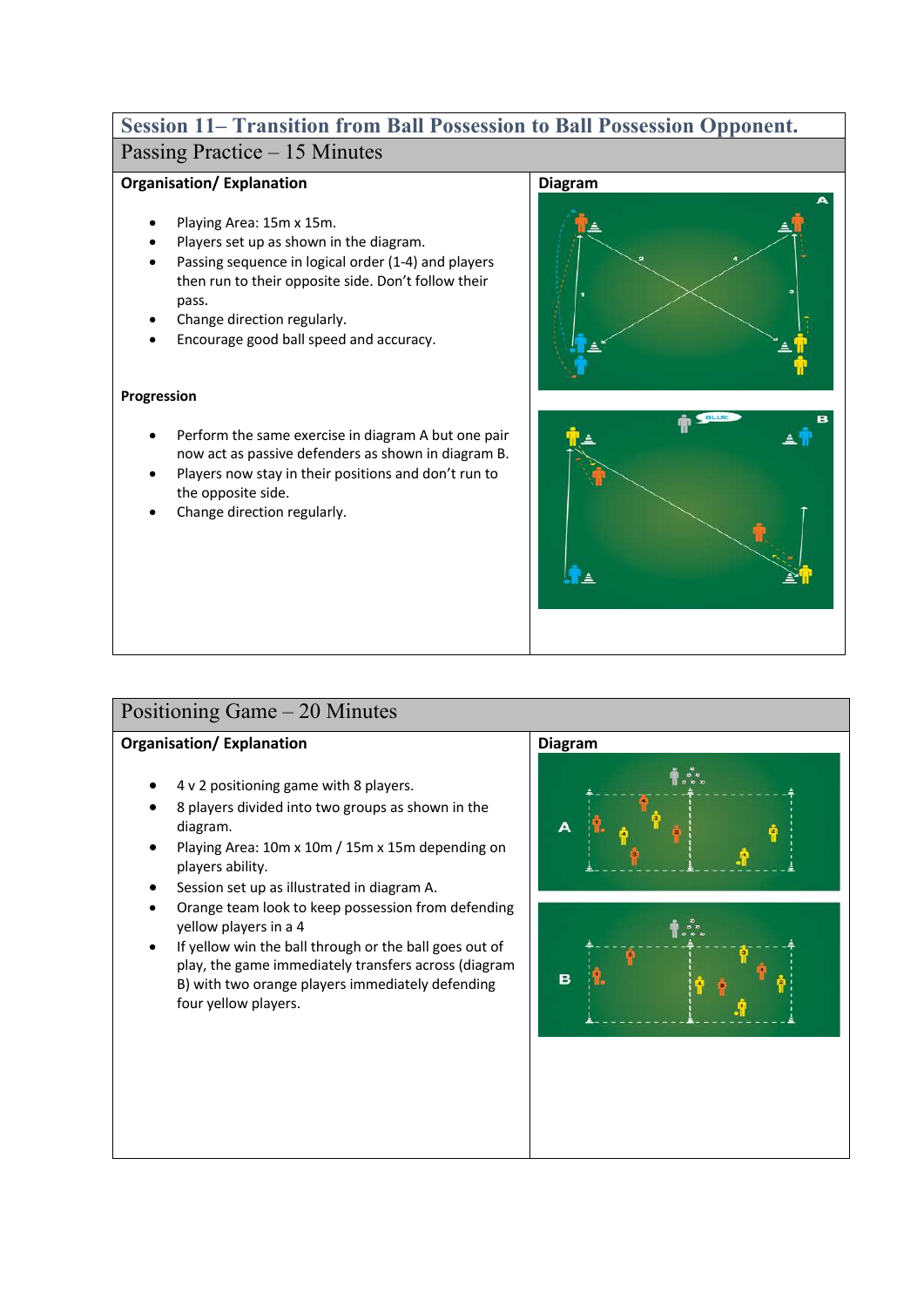## Session 11– Transition from Ball Possession to Ball Possession Opponent.

### Passing Practice – 15 Minutes

**Organisation/ Explanation**

- Playing Area: 15m x 15m.
- Players set up as shown in the diagram.
- Passing sequence in logical order (1-4) and players then run to their opposite side. Don't follow their pass.
- Change direction regularly.
- Encourage good ball speed and accuracy.

**Progression**

- Perform the same exercise in diagram A but one pair now act as passive defenders as shown in diagram B.
- Players now stay in their positions and don't run to the opposite side.
- Change direction regularly.

**Diagram**

### Positioning Game – 20 Minutes

**Organisation/ Explanation**

- 4 v 2 positioning game with 8 players.
- 8 players divided into two groups as shown in the diagram.
- Playing Area: 10m x 10m / 15m x 15m depending on players ability.
- Session set up as illustrated in diagram A.
- Orange team look to keep possession from defending yellow players in a 4
- If yellow win the ball through or the ball goes out of play, the game immediately transfers across (diagram B) with two orange players immediately defending four yellow players.

**Diagram**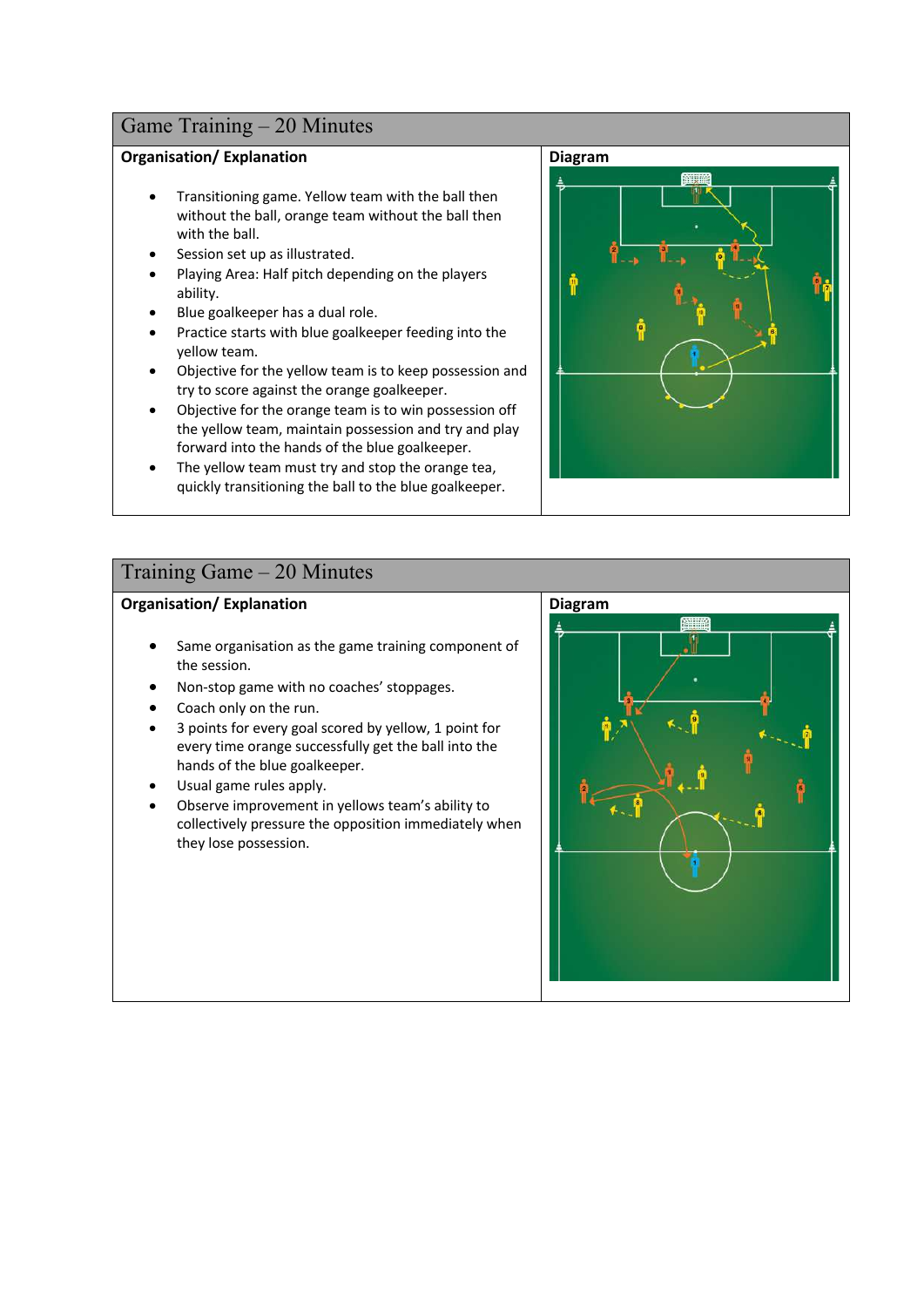## Game Training – 20 Minutes

**Organisation/ Explanation**

- Transitioning game. Yellow team with the ball then without the ball, orange team without the ball then with the ball.
- Session set up as illustrated.
- Playing Area: Half pitch depending on the players ability.
- Blue goalkeeper has a dual role.
- Practice starts with blue goalkeeper feeding into the yellow team.
- Objective for the yellow team is to keep possession and try to score against the orange goalkeeper.
- Objective for the orange team is to win possession off the yellow team, maintain possession and try and play forward into the hands of the blue goalkeeper.
- The yellow team must try and stop the orange tea, quickly transitioning the ball to the blue goalkeeper.

**Diagram**

## Training Game – 20 Minutes

**Organisation/ Explanation**

- Same organisation as the game training component of the session.
- Non-stop game with no coaches' stoppages.
- Coach only on the run.
- 3 points for every goal scored by yellow, 1 point for every time orange successfully get the ball into the hands of the blue goalkeeper.
- Usual game rules apply.
- Observe improvement in yellows team's ability to collectively pressure the opposition immediately when they lose possession.

**Diagram**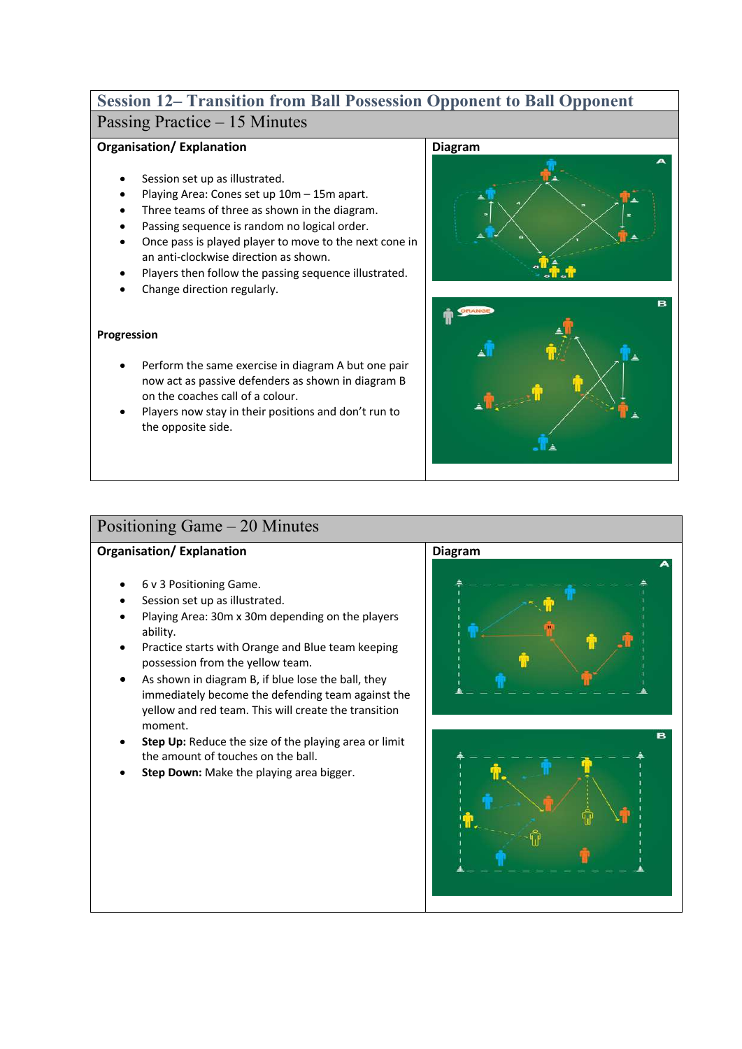# Session 12– Transition from Ball Possession Opponent to Ball Opponent

## Passing Practice – 15 Minutes

**Organisation/ Explanation**

- Session set up as illustrated.
- Playing Area: Cones set up 10m – 15m apart.
- Three teams of three as shown in the diagram.
- Passing sequence is random no logical order.
- Once pass is played player to move to the next cone in an anti-clockwise direction as shown.
- Players then follow the passing sequence illustrated.
- Change direction regularly.

**Progression**

- Perform the same exercise in diagram A but one pair now act as passive defenders as shown in diagram B on the coaches call of a colour.
- Players now stay in their positions and don't run to the opposite side.

**Diagram**

## Positioning Game – 20 Minutes

**Organisation/ Explanation**

- 6 v 3 Positioning Game.
- Session set up as illustrated.
- Playing Area: 30m x 30m depending on the players ability.
- Practice starts with Orange and Blue team keeping possession from the yellow team.
- As shown in diagram B, if blue lose the ball, they immediately become the defending team against the yellow and red team. This will create the transition moment.
- **Step Up:** Reduce the size of the playing area or limit the amount of touches on the ball.
- **Step Down:** Make the playing area bigger.

**Diagram**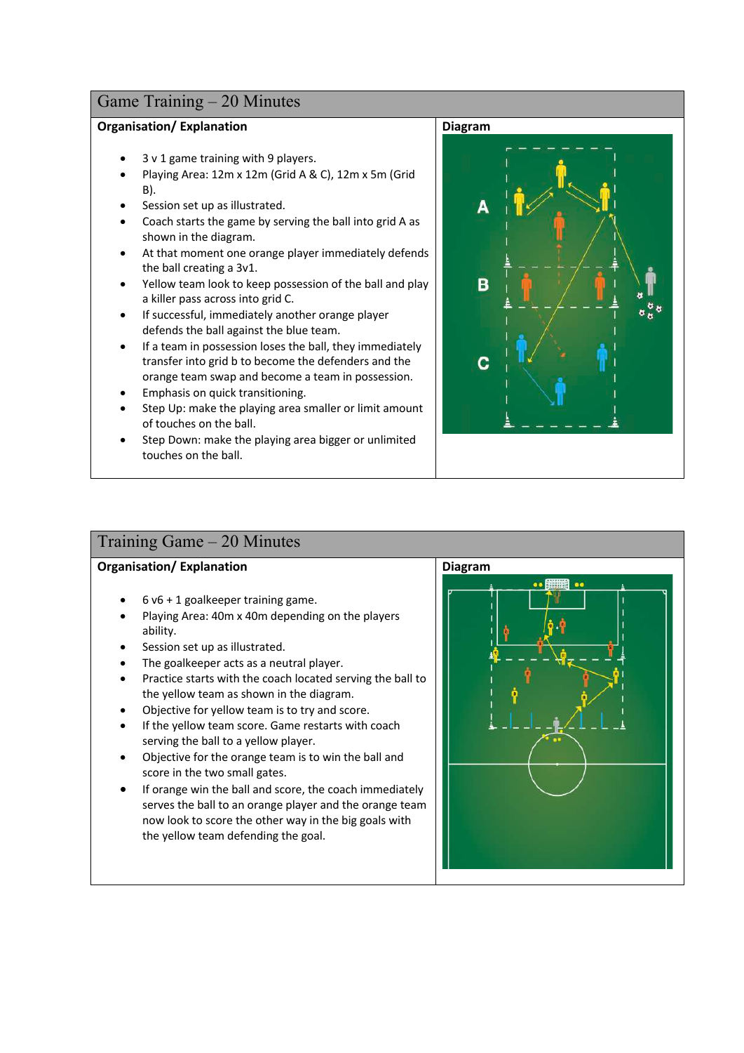## Game Training – 20 Minutes

**Organisation/ Explanation**

- 3 v 1 game training with 9 players.
- Playing Area: 12m x 12m (Grid A & C), 12m x 5m (Grid B).
- Session set up as illustrated.
- Coach starts the game by serving the ball into grid A as shown in the diagram.
- At that moment one orange player immediately defends the ball creating a 3v1.
- Yellow team look to keep possession of the ball and play a killer pass across into grid C.
- If successful, immediately another orange player defends the ball against the blue team.
- If a team in possession loses the ball, they immediately transfer into grid b to become the defenders and the orange team swap and become a team in possession.
- Emphasis on quick transitioning.
- Step Up: make the playing area smaller or limit amount of touches on the ball.
- Step Down: make the playing area bigger or unlimited touches on the ball.

**Diagram**

A

B

C

## Training Game – 20 Minutes

**Organisation/ Explanation**

- 6 v6 + 1 goalkeeper training game.
- Playing Area: 40m x 40m depending on the players ability.
- Session set up as illustrated.
- The goalkeeper acts as a neutral player.
- Practice starts with the coach located serving the ball to the yellow team as shown in the diagram.
- Objective for yellow team is to try and score.
- If the yellow team score. Game restarts with coach serving the ball to a yellow player.
- Objective for the orange team is to win the ball and score in the two small gates.
- If orange win the ball and score, the coach immediately serves the ball to an orange player and the orange team now look to score the other way in the big goals with the yellow team defending the goal.

**Diagram**